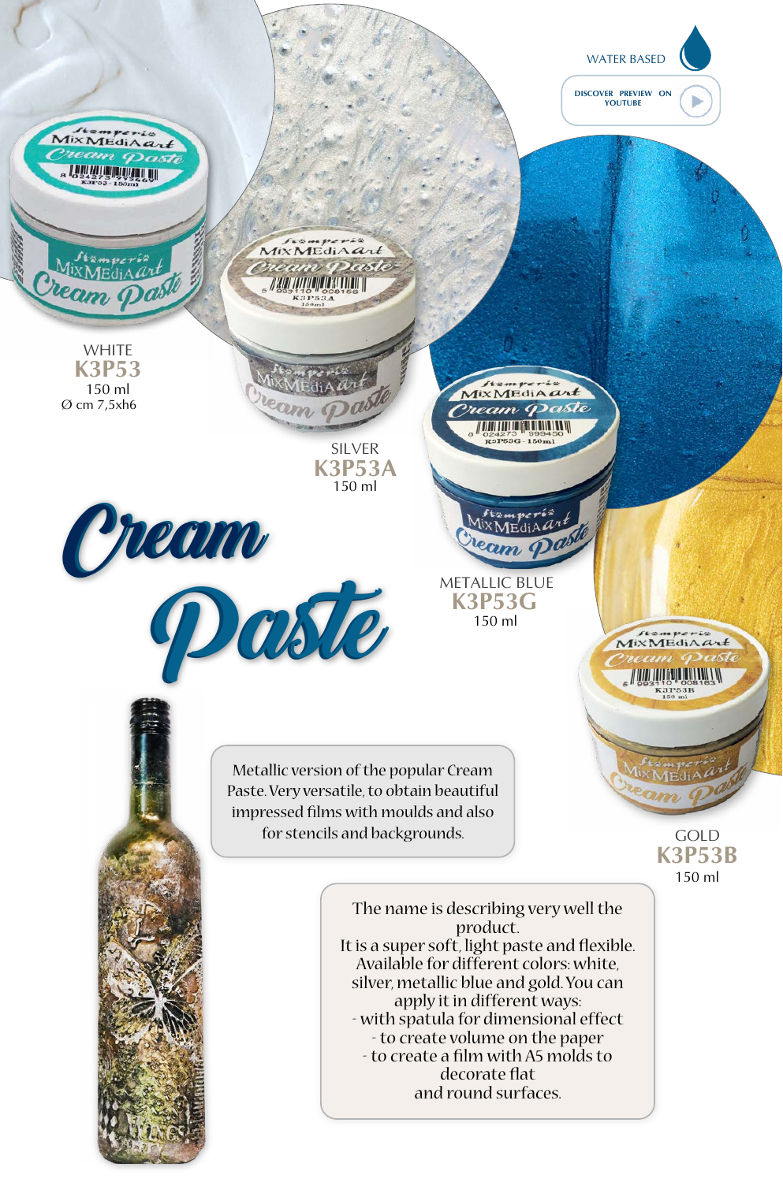WATER BASED

DISCOVER PREVIEW ON YOUTUBE

# Cream Paste

WHITE
**K3P53**
150 ml
Ø cm 7,5xh6

SILVER
**K3P53A**
150 ml

METALLIC BLUE
**K3P53G**
150 ml

GOLD
**K3P53B**
150 ml

Metallic version of the popular Cream Paste. Very versatile, to obtain beautiful impressed films with moulds and also for stencils and backgrounds.

The name is describing very well the product.
It is a super soft, light paste and flexible.
Available for different colors: white, silver, metallic blue and gold. You can apply it in different ways:
- with spatula for dimensional effect
- to create volume on the paper
- to create a film with A5 molds to decorate flat and round surfaces.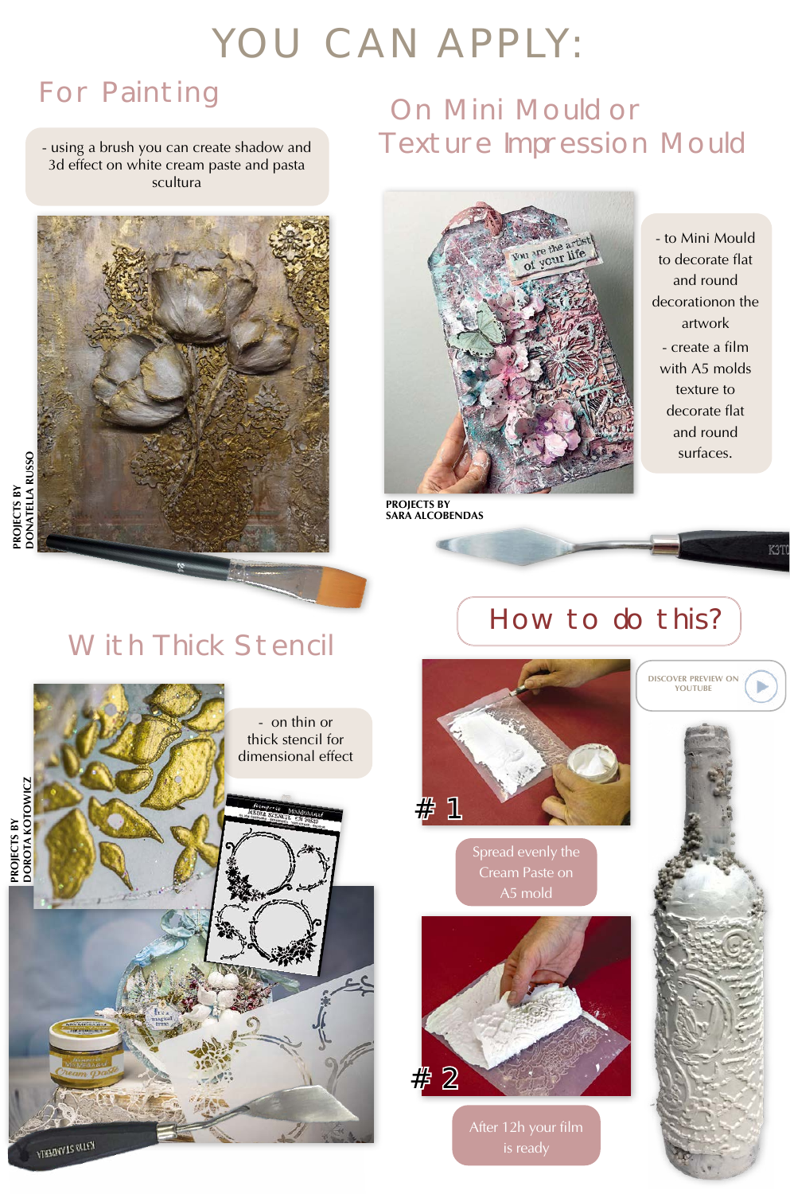# YOU CAN APPLY:

## For Painting

- using a brush you can create shadow and 3d effect on white cream paste and pasta scultura

PROJECTS BY DONATELLA RUSSO

## On Mini Mould or Texture Impression Mould

- to Mini Mould to decorate flat and round decorationon the artwork
- create a film with A5 molds texture to decorate flat and round surfaces.

PROJECTS BY SARA ALCOBENDAS

## With Thick Stencil

- on thin or thick stencil for dimensional effect

PROJECTS BY DOROTA KOTOWICZ

## How to do this?

DISCOVER PREVIEW ON YOUTUBE

# 1

Spread evenly the Cream Paste on A5 mold

# 2

After 12h your film is ready